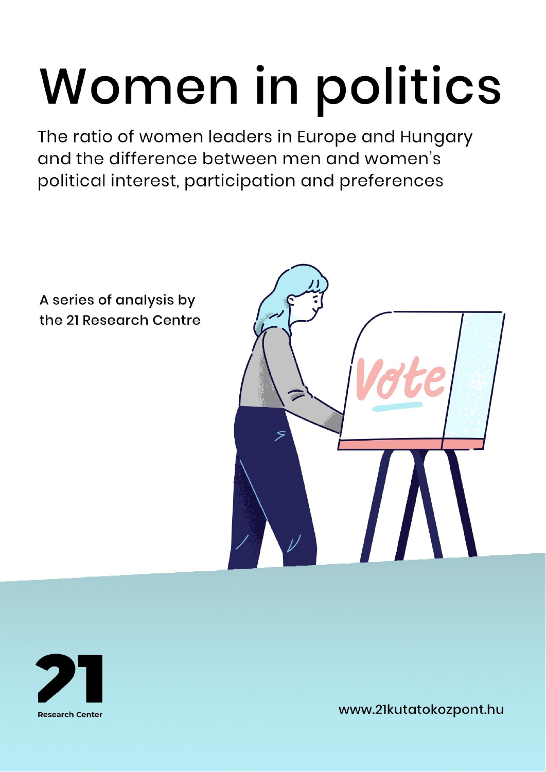# Women in politics

The ratio of women leaders in Europe and Hungary and the difference between men and women's political interest, participation and preferences

A series of analysis by the 21 Research Centre

Research Center

www.21kutatokozpont.hu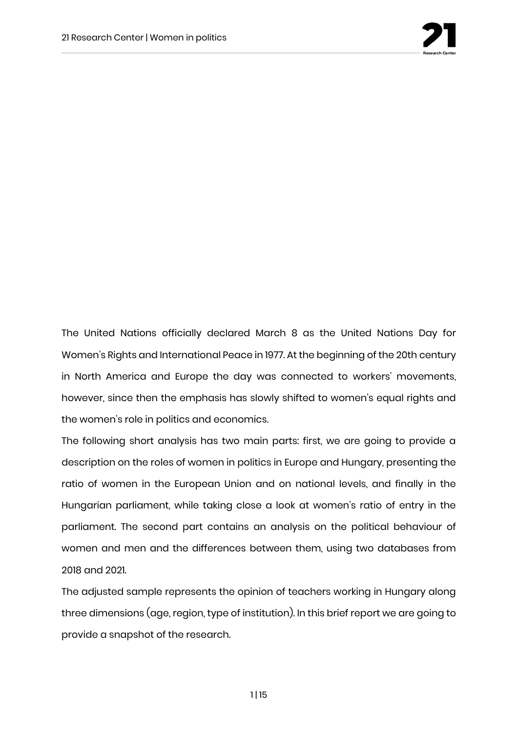The United Nations officially declared March 8 as the United Nations Day for Women's Rights and International Peace in 1977. At the beginning of the 20th century in North America and Europe the day was connected to workers' movements, however, since then the emphasis has slowly shifted to women's equal rights and the women's role in politics and economics.

The following short analysis has two main parts: first, we are going to provide a description on the roles of women in politics in Europe and Hungary, presenting the ratio of women in the European Union and on national levels, and finally in the Hungarian parliament, while taking close a look at women's ratio of entry in the parliament. The second part contains an analysis on the political behaviour of women and men and the differences between them, using two databases from 2018 and 2021.

The adjusted sample represents the opinion of teachers working in Hungary along three dimensions (age, region, type of institution). In this brief report we are going to provide a snapshot of the research.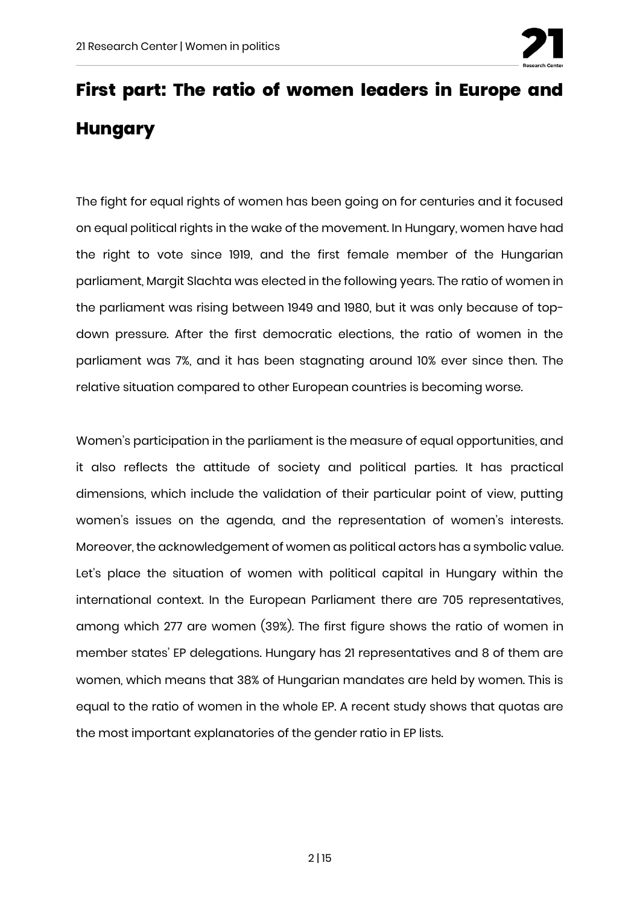# First part: The ratio of women leaders in Europe and Hungary

The fight for equal rights of women has been going on for centuries and it focused on equal political rights in the wake of the movement. In Hungary, women have had the right to vote since 1919, and the first female member of the Hungarian parliament, Margit Slachta was elected in the following years. The ratio of women in the parliament was rising between 1949 and 1980, but it was only because of top-down pressure. After the first democratic elections, the ratio of women in the parliament was 7%, and it has been stagnating around 10% ever since then. The relative situation compared to other European countries is becoming worse.

Women's participation in the parliament is the measure of equal opportunities, and it also reflects the attitude of society and political parties. It has practical dimensions, which include the validation of their particular point of view, putting women's issues on the agenda, and the representation of women's interests. Moreover, the acknowledgement of women as political actors has a symbolic value. Let's place the situation of women with political capital in Hungary within the international context. In the European Parliament there are 705 representatives, among which 277 are women (39%). The first figure shows the ratio of women in member states' EP delegations. Hungary has 21 representatives and 8 of them are women, which means that 38% of Hungarian mandates are held by women. This is equal to the ratio of women in the whole EP. A recent study shows that quotas are the most important explanatories of the gender ratio in EP lists.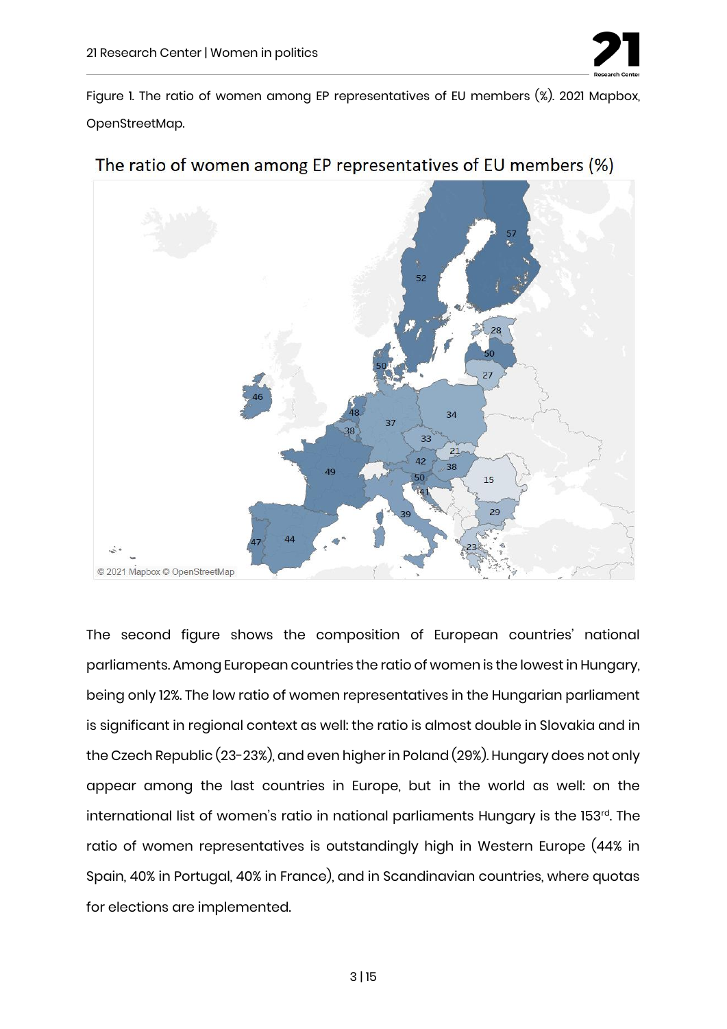Figure 1. The ratio of women among EP representatives of EU members (%). 2021 Mapbox, OpenStreetMap.

The second figure shows the composition of European countries' national parliaments. Among European countries the ratio of women is the lowest in Hungary, being only 12%. The low ratio of women representatives in the Hungarian parliament is significant in regional context as well: the ratio is almost double in Slovakia and in the Czech Republic (23-23%), and even higher in Poland (29%). Hungary does not only appear among the last countries in Europe, but in the world as well: on the international list of women's ratio in national parliaments Hungary is the 153rd. The ratio of women representatives is outstandingly high in Western Europe (44% in Spain, 40% in Portugal, 40% in France), and in Scandinavian countries, where quotas for elections are implemented.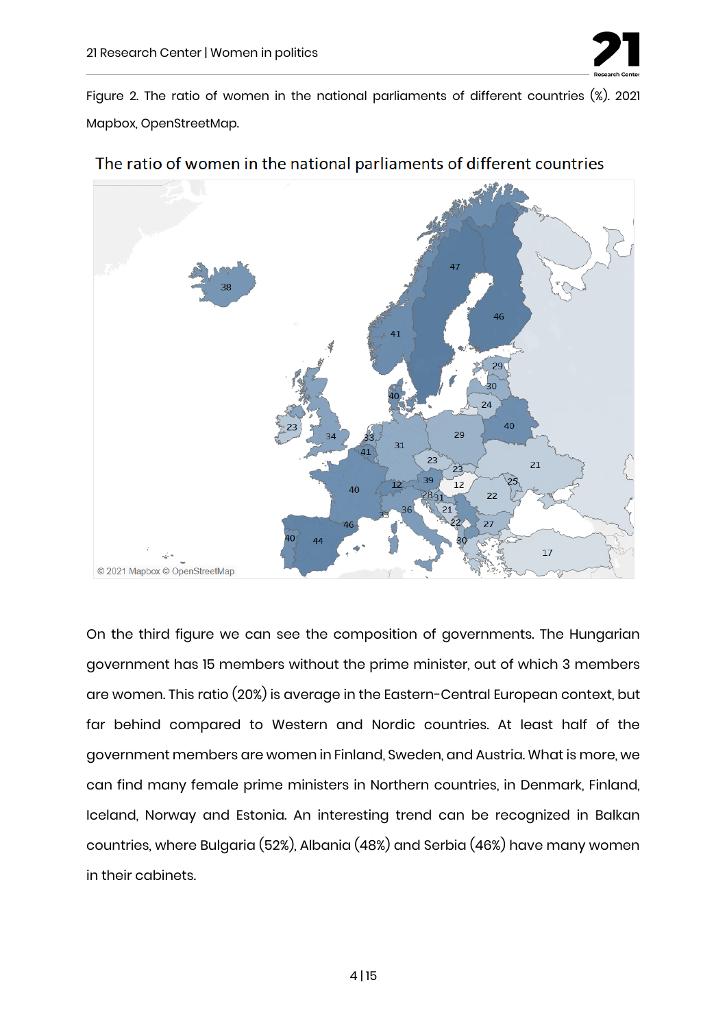Figure 2. The ratio of women in the national parliaments of different countries (%). 2021 Mapbox, OpenStreetMap.

The ratio of women in the national parliaments of different countries

© 2021 Mapbox © OpenStreetMap

On the third figure we can see the composition of governments. The Hungarian government has 15 members without the prime minister, out of which 3 members are women. This ratio (20%) is average in the Eastern-Central European context, but far behind compared to Western and Nordic countries. At least half of the government members are women in Finland, Sweden, and Austria. What is more, we can find many female prime ministers in Northern countries, in Denmark, Finland, Iceland, Norway and Estonia. An interesting trend can be recognized in Balkan countries, where Bulgaria (52%), Albania (48%) and Serbia (46%) have many women in their cabinets.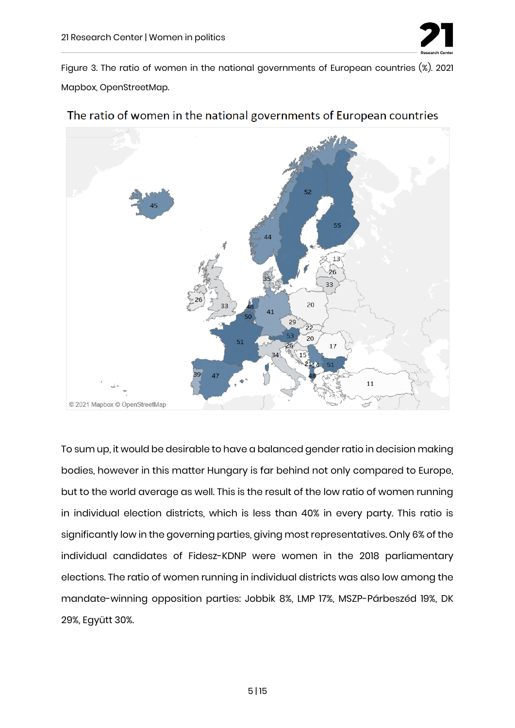Figure 3. The ratio of women in the national governments of European countries (%). 2021 Mapbox, OpenStreetMap.

To sum up, it would be desirable to have a balanced gender ratio in decision making bodies, however in this matter Hungary is far behind not only compared to Europe, but to the world average as well. This is the result of the low ratio of women running in individual election districts, which is less than 40% in every party. This ratio is significantly low in the governing parties, giving most representatives. Only 6% of the individual candidates of Fidesz-KDNP were women in the 2018 parliamentary elections. The ratio of women running in individual districts was also low among the mandate-winning opposition parties: Jobbik 8%, LMP 17%, MSZP-Párbeszéd 19%, DK 29%, Együtt 30%.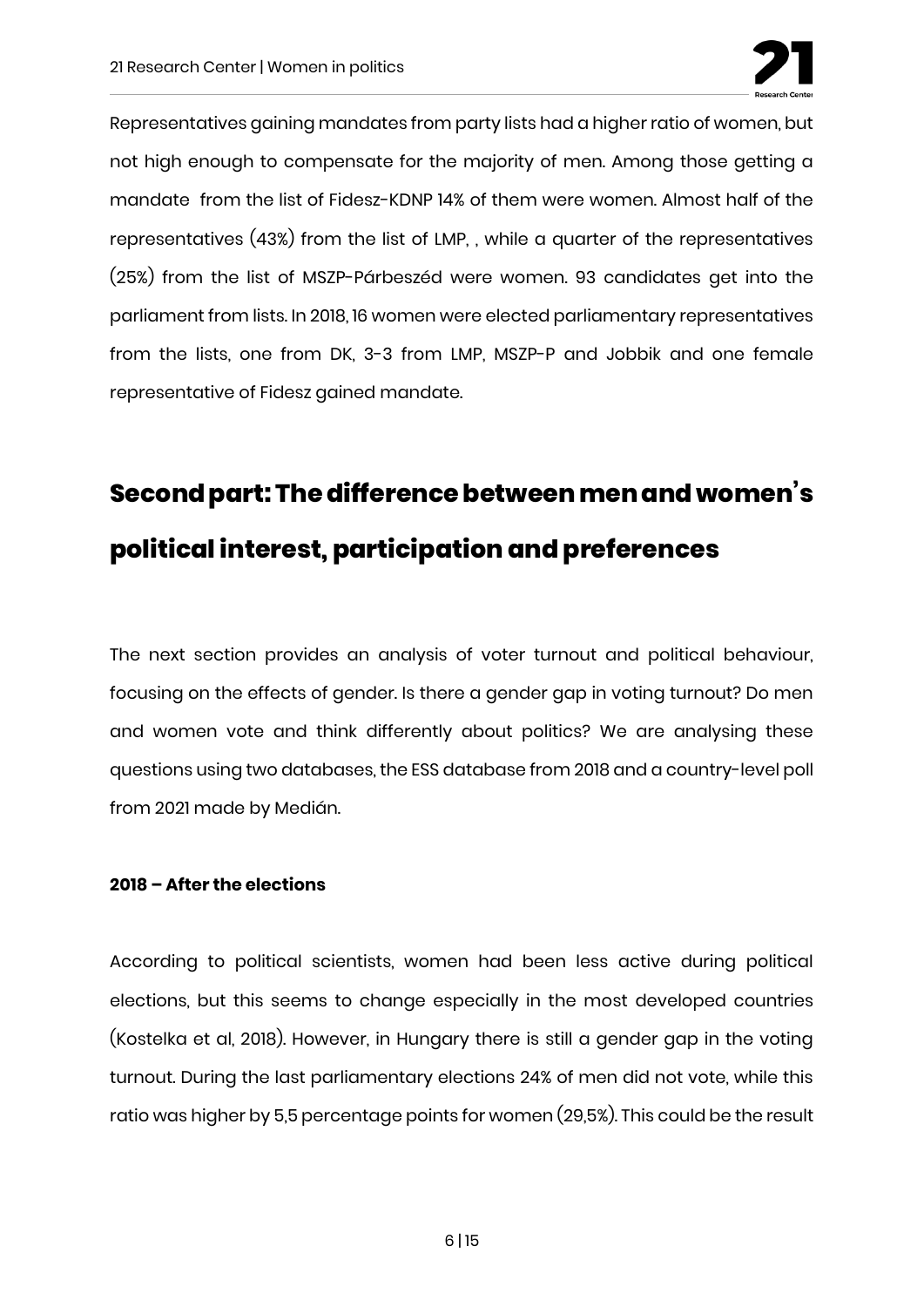Representatives gaining mandates from party lists had a higher ratio of women, but not high enough to compensate for the majority of men. Among those getting a mandate from the list of Fidesz-KDNP 14% of them were women. Almost half of the representatives (43%) from the list of LMP, , while a quarter of the representatives (25%) from the list of MSZP-Párbeszéd were women. 93 candidates get into the parliament from lists. In 2018, 16 women were elected parliamentary representatives from the lists, one from DK, 3-3 from LMP, MSZP-P and Jobbik and one female representative of Fidesz gained mandate.

# Second part: The difference between men and women's political interest, participation and preferences

The next section provides an analysis of voter turnout and political behaviour, focusing on the effects of gender. Is there a gender gap in voting turnout? Do men and women vote and think differently about politics? We are analysing these questions using two databases, the ESS database from 2018 and a country-level poll from 2021 made by Medián.

**2018 – After the elections**

According to political scientists, women had been less active during political elections, but this seems to change especially in the most developed countries (Kostelka et al, 2018). However, in Hungary there is still a gender gap in the voting turnout. During the last parliamentary elections 24% of men did not vote, while this ratio was higher by 5,5 percentage points for women (29,5%). This could be the result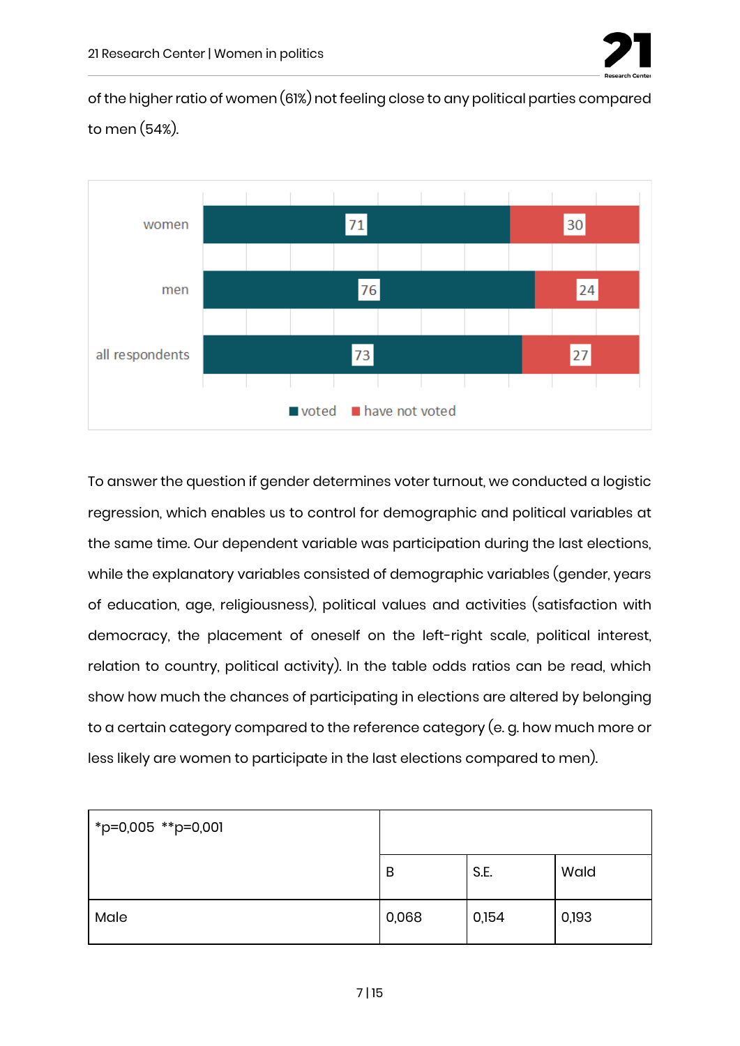of the higher ratio of women (61%) not feeling close to any political parties compared to men (54%).

| | voted | have not voted |
|---|---|---|
| women | 71 | 30 |
| men | 76 | 24 |
| all respondents | 73 | 27 |

To answer the question if gender determines voter turnout, we conducted a logistic regression, which enables us to control for demographic and political variables at the same time. Our dependent variable was participation during the last elections, while the explanatory variables consisted of demographic variables (gender, years of education, age, religiousness), political values and activities (satisfaction with democracy, the placement of oneself on the left-right scale, political interest, relation to country, political activity). In the table odds ratios can be read, which show how much the chances of participating in elections are altered by belonging to a certain category compared to the reference category (e. g. how much more or less likely are women to participate in the last elections compared to men).

| *p=0,005 **p=0,001 | | | |
|---|---|---|---|
| | B | S.E. | Wald |
| Male | 0,068 | 0,154 | 0,193 |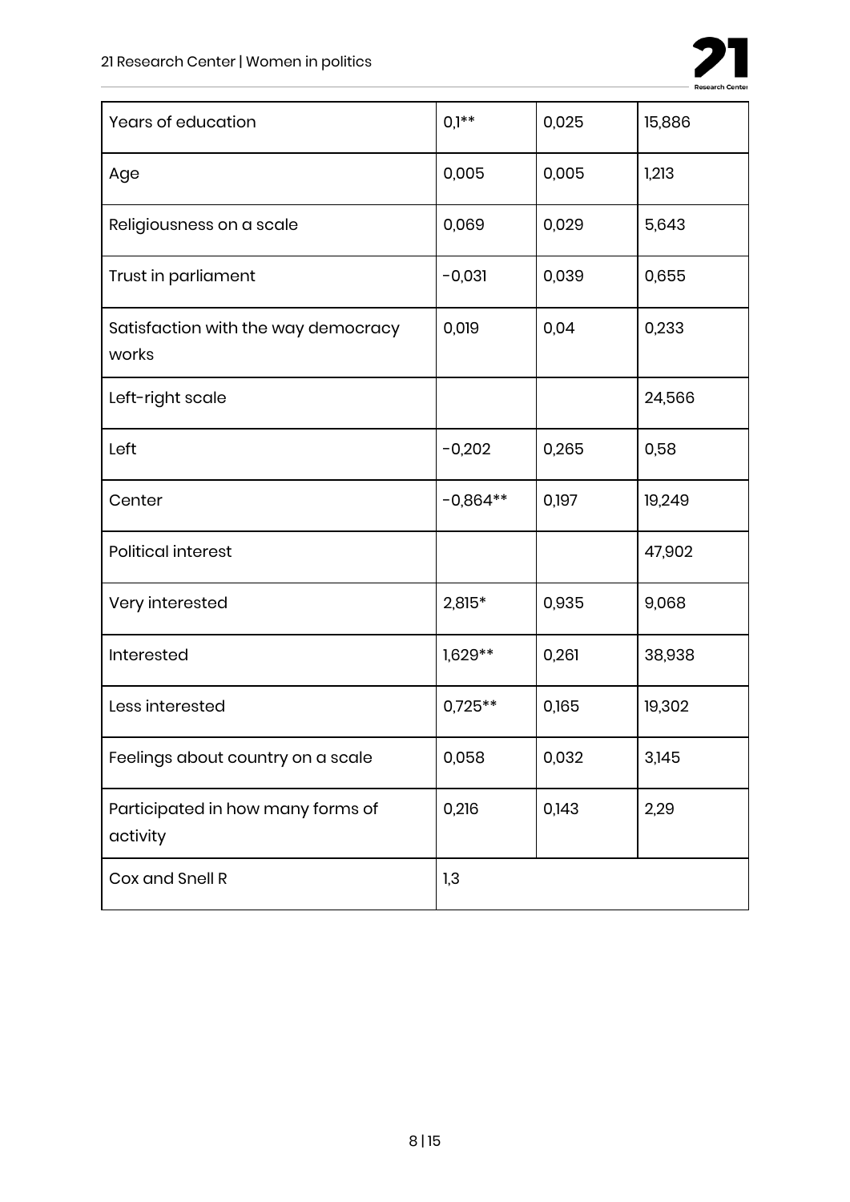| | | | |
|---|---|---|---|
| Years of education | 0,1** | 0,025 | 15,886 |
| Age | 0,005 | 0,005 | 1,213 |
| Religiousness on a scale | 0,069 | 0,029 | 5,643 |
| Trust in parliament | -0,031 | 0,039 | 0,655 |
| Satisfaction with the way democracy works | 0,019 | 0,04 | 0,233 |
| Left-right scale | | | 24,566 |
| Left | -0,202 | 0,265 | 0,58 |
| Center | -0,864** | 0,197 | 19,249 |
| Political interest | | | 47,902 |
| Very interested | 2,815* | 0,935 | 9,068 |
| Interested | 1,629** | 0,261 | 38,938 |
| Less interested | 0,725** | 0,165 | 19,302 |
| Feelings about country on a scale | 0,058 | 0,032 | 3,145 |
| Participated in how many forms of activity | 0,216 | 0,143 | 2,29 |
| Cox and Snell R | 1,3 | | |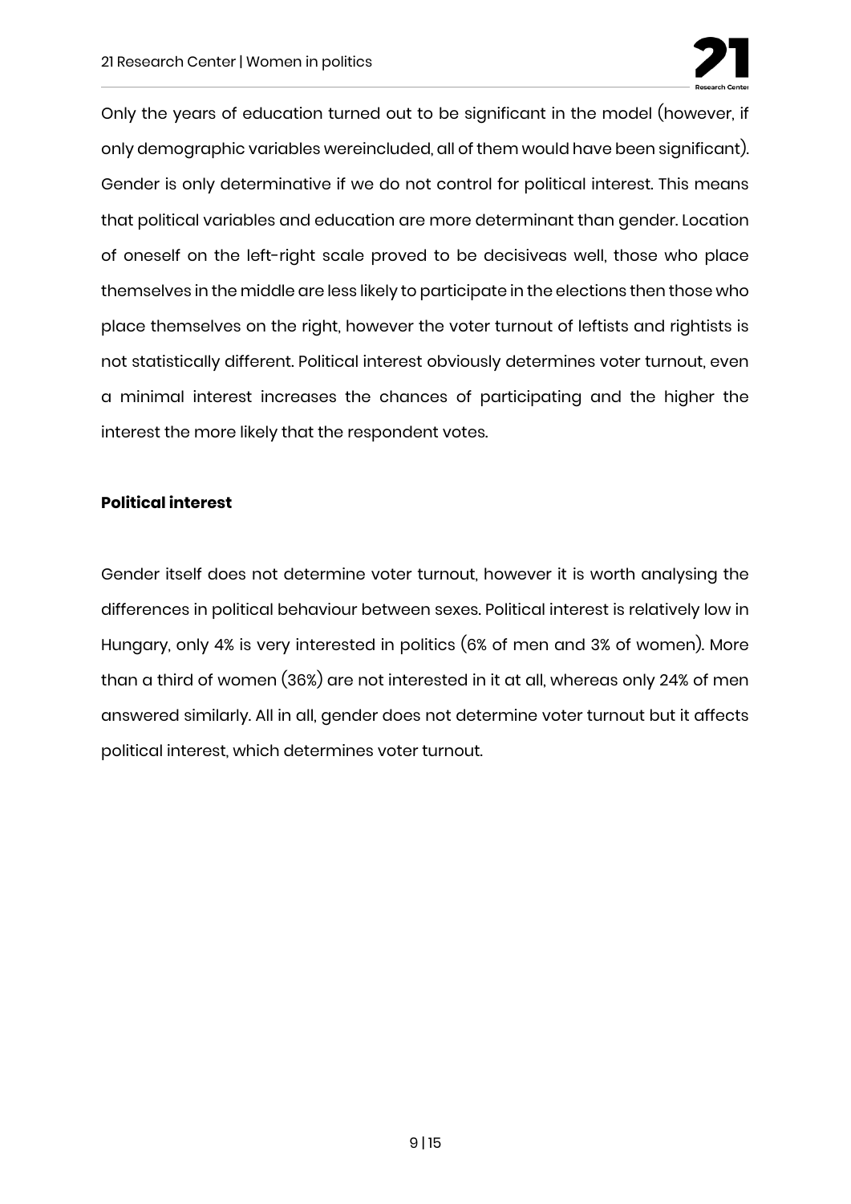Only the years of education turned out to be significant in the model (however, if only demographic variables wereincluded, all of them would have been significant). Gender is only determinative if we do not control for political interest. This means that political variables and education are more determinant than gender. Location of oneself on the left-right scale proved to be decisiveas well, those who place themselves in the middle are less likely to participate in the elections then those who place themselves on the right, however the voter turnout of leftists and rightists is not statistically different. Political interest obviously determines voter turnout, even a minimal interest increases the chances of participating and the higher the interest the more likely that the respondent votes.

**Political interest**

Gender itself does not determine voter turnout, however it is worth analysing the differences in political behaviour between sexes. Political interest is relatively low in Hungary, only 4% is very interested in politics (6% of men and 3% of women). More than a third of women (36%) are not interested in it at all, whereas only 24% of men answered similarly. All in all, gender does not determine voter turnout but it affects political interest, which determines voter turnout.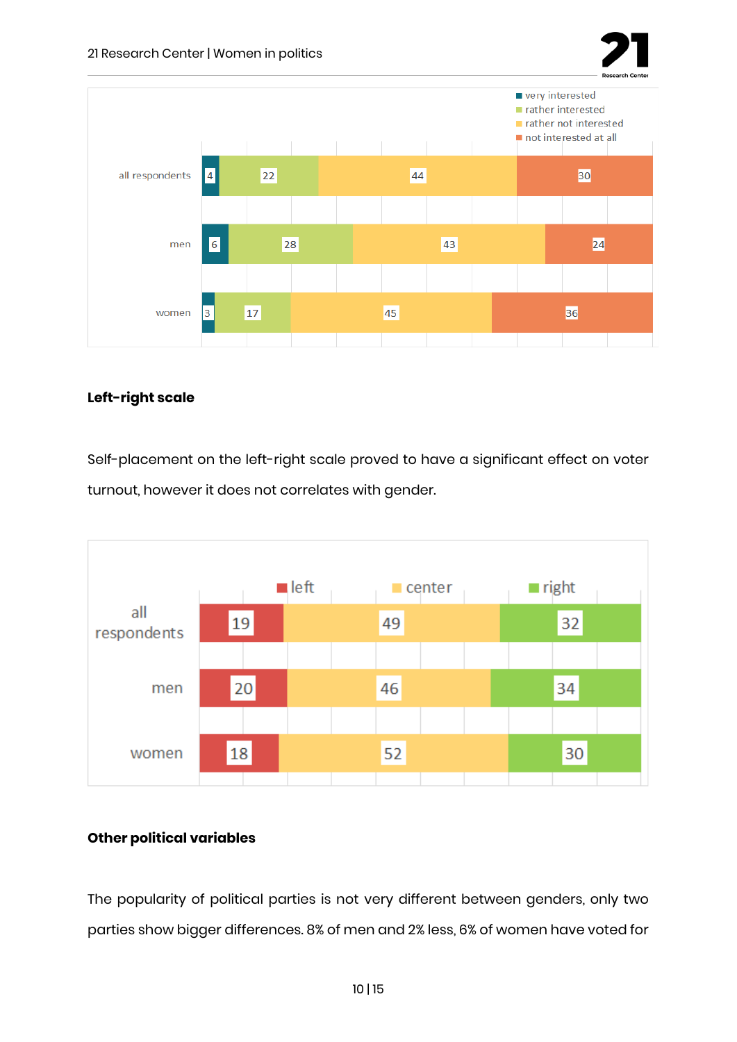| | very interested | rather interested | rather not interested | not interested at all |
|---|---|---|---|---|
| all respondents | 4 | 22 | 44 | 30 |
| men | 6 | 28 | 43 | 24 |
| women | 3 | 17 | 45 | 36 |

**Left-right scale**

Self-placement on the left-right scale proved to have a significant effect on voter turnout, however it does not correlates with gender.

| | left | center | right |
|---|---|---|---|
| all respondents | 19 | 49 | 32 |
| men | 20 | 46 | 34 |
| women | 18 | 52 | 30 |

**Other political variables**

The popularity of political parties is not very different between genders, only two parties show bigger differences. 8% of men and 2% less, 6% of women have voted for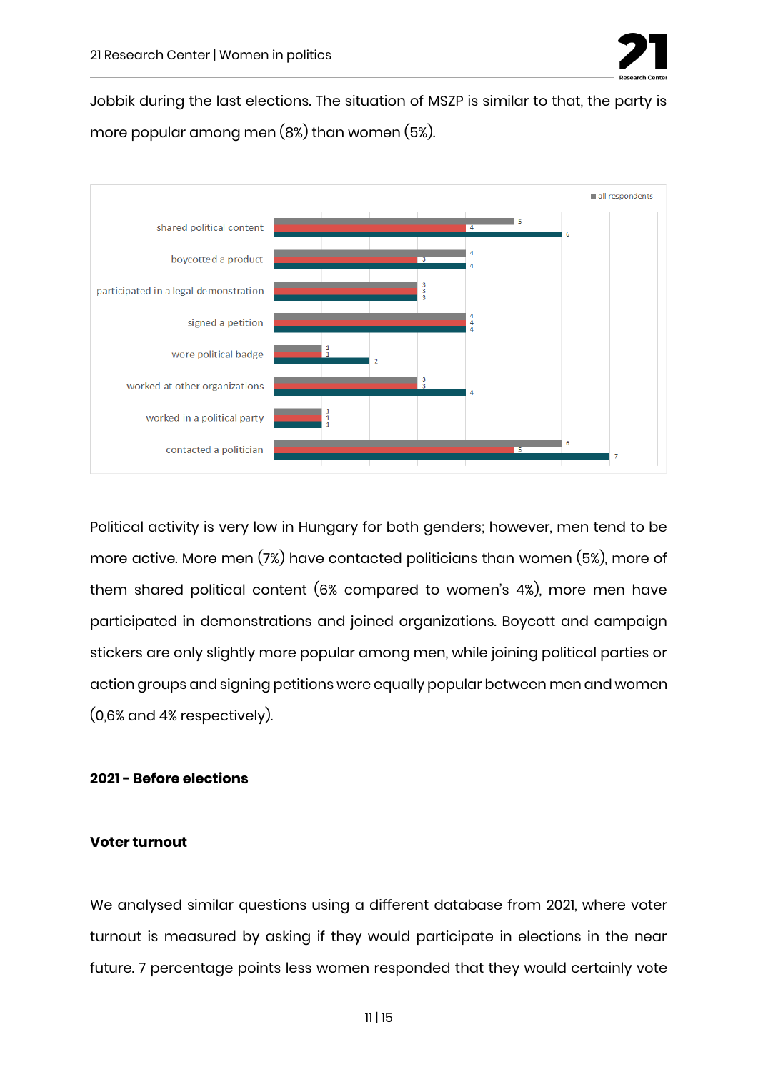Jobbik during the last elections. The situation of MSZP is similar to that, the party is more popular among men (8%) than women (5%).

| | all respondents | | |
|---|---|---|---|
| shared political content | 5 | 4 | 6 |
| boycotted a product | 4 | 3 | 4 |
| participated in a legal demonstration | 3 | 3 | 3 |
| signed a petition | 4 | 4 | 4 |
| wore political badge | 1 | 1 | 2 |
| worked at other organizations | 3 | 3 | 4 |
| worked in a political party | 1 | 1 | 1 |
| contacted a politician | 6 | 5 | 7 |

Political activity is very low in Hungary for both genders; however, men tend to be more active. More men (7%) have contacted politicians than women (5%), more of them shared political content (6% compared to women's 4%), more men have participated in demonstrations and joined organizations. Boycott and campaign stickers are only slightly more popular among men, while joining political parties or action groups and signing petitions were equally popular between men and women (0,6% and 4% respectively).

**2021 - Before elections**

**Voter turnout**

We analysed similar questions using a different database from 2021, where voter turnout is measured by asking if they would participate in elections in the near future. 7 percentage points less women responded that they would certainly vote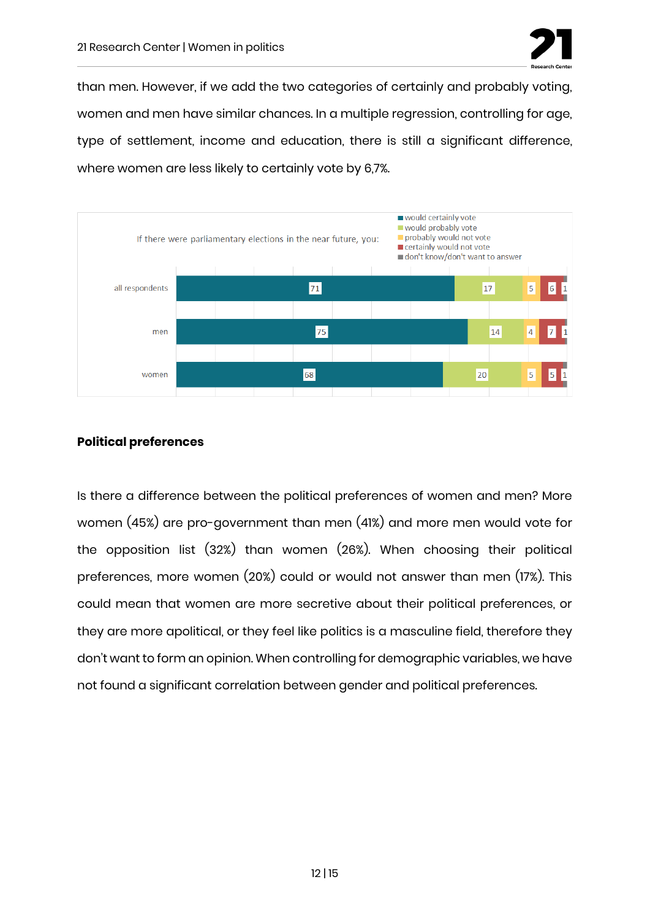than men. However, if we add the two categories of certainly and probably voting, women and men have similar chances. In a multiple regression, controlling for age, type of settlement, income and education, there is still a significant difference, where women are less likely to certainly vote by 6,7%.

If there were parliamentary elections in the near future, you:

| | would certainly vote | would probably vote | probably would not vote | certainly would not vote | don't know/don't want to answer |
|---|---|---|---|---|---|
| all respondents | 71 | 17 | 5 | 6 | 1 |
| men | 75 | 14 | 4 | 7 | 1 |
| women | 68 | 20 | 5 | 5 | 1 |

## Political preferences

Is there a difference between the political preferences of women and men? More women (45%) are pro-government than men (41%) and more men would vote for the opposition list (32%) than women (26%). When choosing their political preferences, more women (20%) could or would not answer than men (17%). This could mean that women are more secretive about their political preferences, or they are more apolitical, or they feel like politics is a masculine field, therefore they don't want to form an opinion. When controlling for demographic variables, we have not found a significant correlation between gender and political preferences.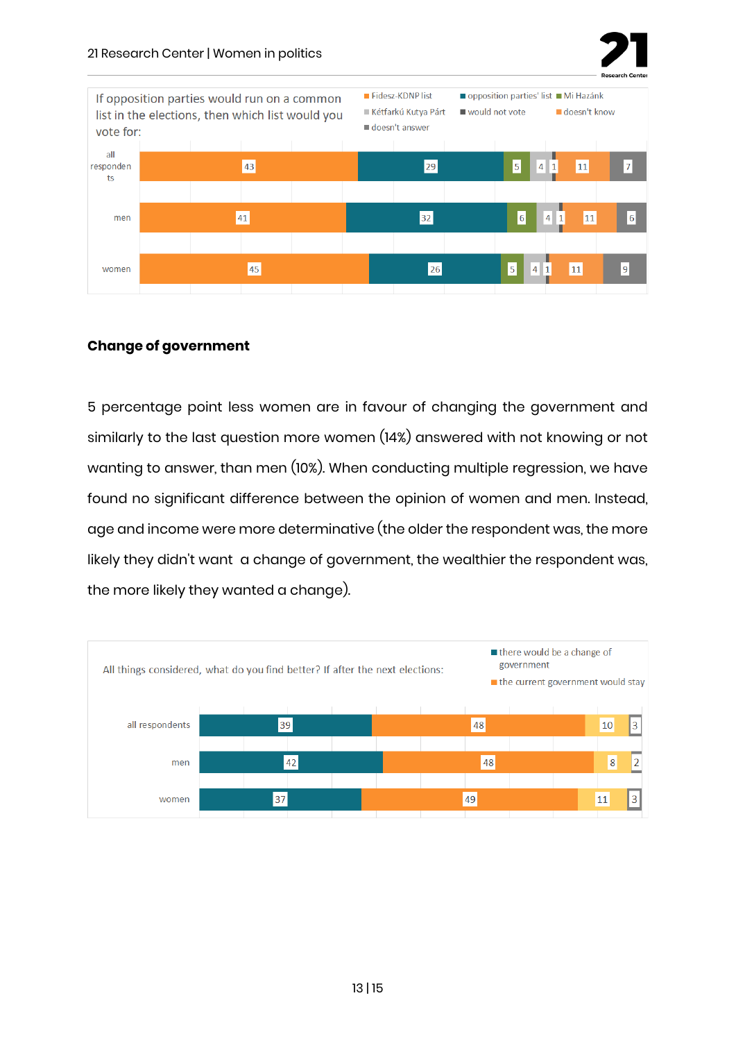If opposition parties would run on a common list in the elections, then which list would you vote for:

| | Fidesz-KDNP list | opposition parties' list | Mi Hazánk | Kétfarkú Kutya Párt | would not vote | doesn't know | doesn't answer |
|---|---|---|---|---|---|---|---|
| all respondents | 43 | 29 | 5 | 4 | 1 | 11 | 7 |
| men | 41 | 32 | 6 | 4 | 1 | 11 | 6 |
| women | 45 | 26 | 5 | 4 | 1 | 11 | 9 |

## Change of government

5 percentage point less women are in favour of changing the government and similarly to the last question more women (14%) answered with not knowing or not wanting to answer, than men (10%). When conducting multiple regression, we have found no significant difference between the opinion of women and men. Instead, age and income were more determinative (the older the respondent was, the more likely they didn't want a change of government, the wealthier the respondent was, the more likely they wanted a change).

All things considered, what do you find better? If after the next elections:

| | there would be a change of government | the current government would stay | | |
|---|---|---|---|---|
| all respondents | 39 | 48 | 10 | 3 |
| men | 42 | 48 | 8 | 2 |
| women | 37 | 49 | 11 | 3 |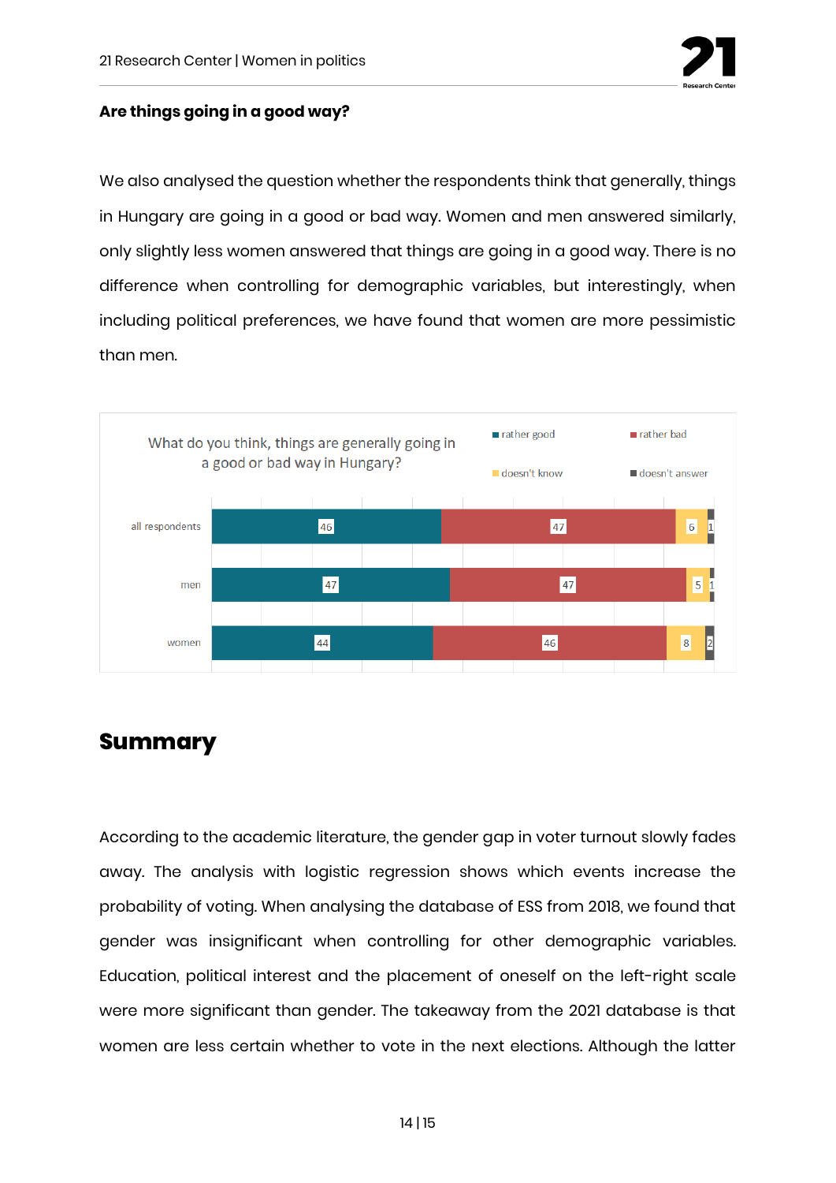**Are things going in a good way?**

We also analysed the question whether the respondents think that generally, things in Hungary are going in a good or bad way. Women and men answered similarly, only slightly less women answered that things are going in a good way. There is no difference when controlling for demographic variables, but interestingly, when including political preferences, we have found that women are more pessimistic than men.

What do you think, things are generally going in a good or bad way in Hungary?

| | rather good | rather bad | doesn't know | doesn't answer |
|---|---|---|---|---|
| all respondents | 46 | 47 | 6 | 1 |
| men | 47 | 47 | 5 | 1 |
| women | 44 | 46 | 8 | 2 |

# Summary

According to the academic literature, the gender gap in voter turnout slowly fades away. The analysis with logistic regression shows which events increase the probability of voting. When analysing the database of ESS from 2018, we found that gender was insignificant when controlling for other demographic variables. Education, political interest and the placement of oneself on the left-right scale were more significant than gender. The takeaway from the 2021 database is that women are less certain whether to vote in the next elections. Although the latter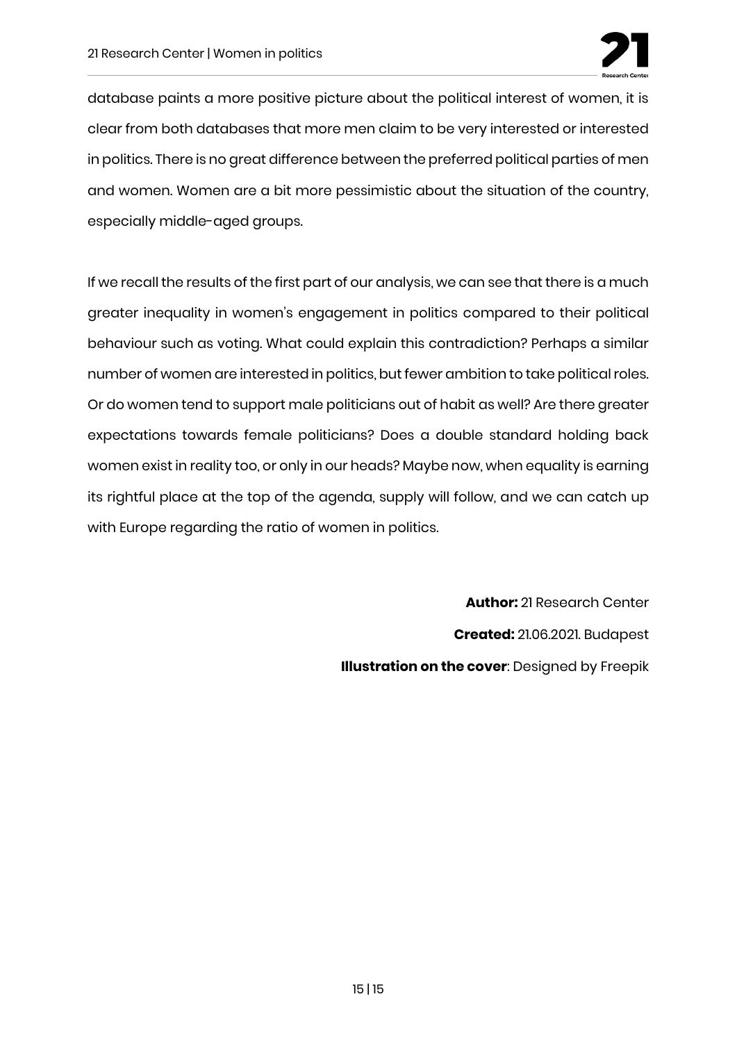database paints a more positive picture about the political interest of women, it is clear from both databases that more men claim to be very interested or interested in politics. There is no great difference between the preferred political parties of men and women. Women are a bit more pessimistic about the situation of the country, especially middle-aged groups.

If we recall the results of the first part of our analysis, we can see that there is a much greater inequality in women's engagement in politics compared to their political behaviour such as voting. What could explain this contradiction? Perhaps a similar number of women are interested in politics, but fewer ambition to take political roles. Or do women tend to support male politicians out of habit as well? Are there greater expectations towards female politicians? Does a double standard holding back women exist in reality too, or only in our heads? Maybe now, when equality is earning its rightful place at the top of the agenda, supply will follow, and we can catch up with Europe regarding the ratio of women in politics.

**Author:** 21 Research Center

**Created:** 21.06.2021. Budapest

**Illustration on the cover**: Designed by Freepik